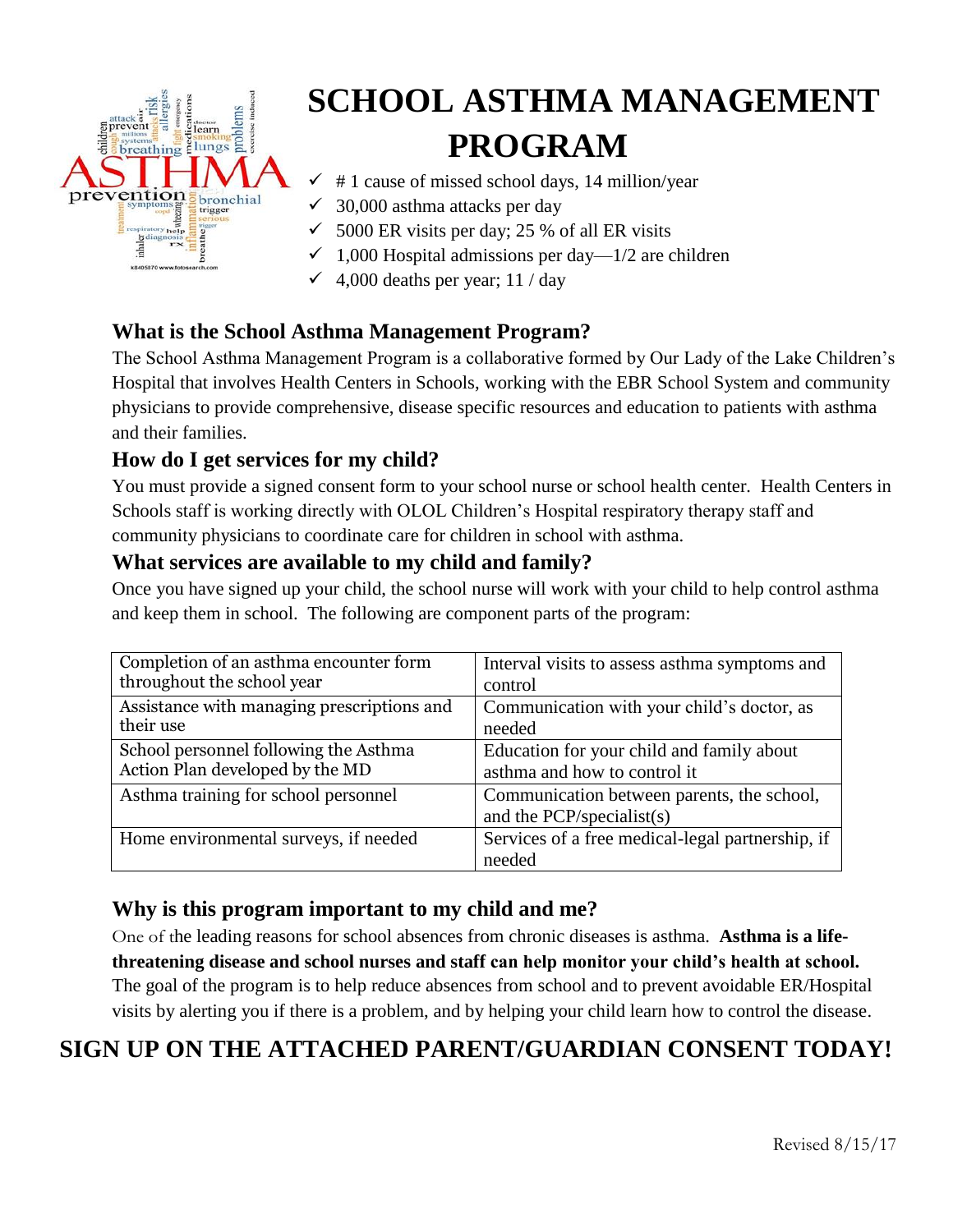# SCHOOL ASTHMA MANAGEMENT PROGRAM

- ✓ # 1 cause of missed school days, 14 million/year
- ✓ 30,000 asthma attacks per day
- ✓ 5000 ER visits per day; 25 % of all ER visits
- ✓ 1,000 Hospital admissions per day—1/2 are children
- ✓ 4,000 deaths per year; 11 / day

### What is the School Asthma Management Program?

The School Asthma Management Program is a collaborative formed by Our Lady of the Lake Children's Hospital that involves Health Centers in Schools, working with the EBR School System and community physicians to provide comprehensive, disease specific resources and education to patients with asthma and their families.

### How do I get services for my child?

You must provide a signed consent form to your school nurse or school health center. Health Centers in Schools staff is working directly with OLOL Children's Hospital respiratory therapy staff and community physicians to coordinate care for children in school with asthma.

### What services are available to my child and family?

Once you have signed up your child, the school nurse will work with your child to help control asthma and keep them in school. The following are component parts of the program:

| | |
|---|---|
| Completion of an asthma encounter form throughout the school year | Interval visits to assess asthma symptoms and control |
| Assistance with managing prescriptions and their use | Communication with your child's doctor, as needed |
| School personnel following the Asthma Action Plan developed by the MD | Education for your child and family about asthma and how to control it |
| Asthma training for school personnel | Communication between parents, the school, and the PCP/specialist(s) |
| Home environmental surveys, if needed | Services of a free medical-legal partnership, if needed |

### Why is this program important to my child and me?

One of the leading reasons for school absences from chronic diseases is asthma. **Asthma is a life-threatening disease and school nurses and staff can help monitor your child's health at school.** The goal of the program is to help reduce absences from school and to prevent avoidable ER/Hospital visits by alerting you if there is a problem, and by helping your child learn how to control the disease.

## SIGN UP ON THE ATTACHED PARENT/GUARDIAN CONSENT TODAY!

Revised 8/15/17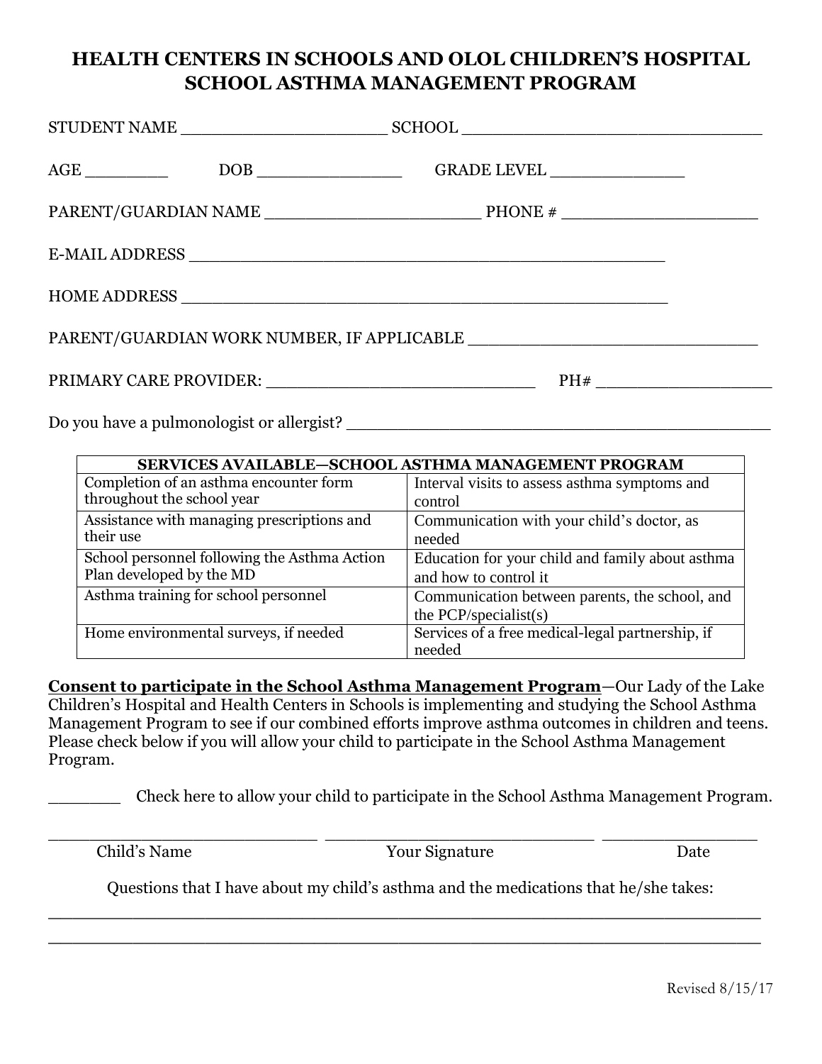# HEALTH CENTERS IN SCHOOLS AND OLOL CHILDREN'S HOSPITAL SCHOOL ASTHMA MANAGEMENT PROGRAM

STUDENT NAME ____________________ SCHOOL ____________________________

AGE ________ DOB ______________ GRADE LEVEL _____________

PARENT/GUARDIAN NAME ____________________ PHONE # __________________

E-MAIL ADDRESS ______________________________________________

HOME ADDRESS ______________________________________________

PARENT/GUARDIAN WORK NUMBER, IF APPLICABLE ____________________________

PRIMARY CARE PROVIDER: __________________________ PH# ________________

Do you have a pulmonologist or allergist? __________________________________________

| SERVICES AVAILABLE—SCHOOL ASTHMA MANAGEMENT PROGRAM | |
|---|---|
| Completion of an asthma encounter form throughout the school year | Interval visits to assess asthma symptoms and control |
| Assistance with managing prescriptions and their use | Communication with your child's doctor, as needed |
| School personnel following the Asthma Action Plan developed by the MD | Education for your child and family about asthma and how to control it |
| Asthma training for school personnel | Communication between parents, the school, and the PCP/specialist(s) |
| Home environmental surveys, if needed | Services of a free medical-legal partnership, if needed |

**<u>Consent to participate in the School Asthma Management Program</u>**—Our Lady of the Lake Children's Hospital and Health Centers in Schools is implementing and studying the School Asthma Management Program to see if our combined efforts improve asthma outcomes in children and teens. Please check below if you will allow your child to participate in the School Asthma Management Program.

_______ Check here to allow your child to participate in the School Asthma Management Program.

__________________________ __________________________ _______________

Child's Name Your Signature Date

Questions that I have about my child's asthma and the medications that he/she takes:

_________________________________________________________________________

_________________________________________________________________________

Revised 8/15/17